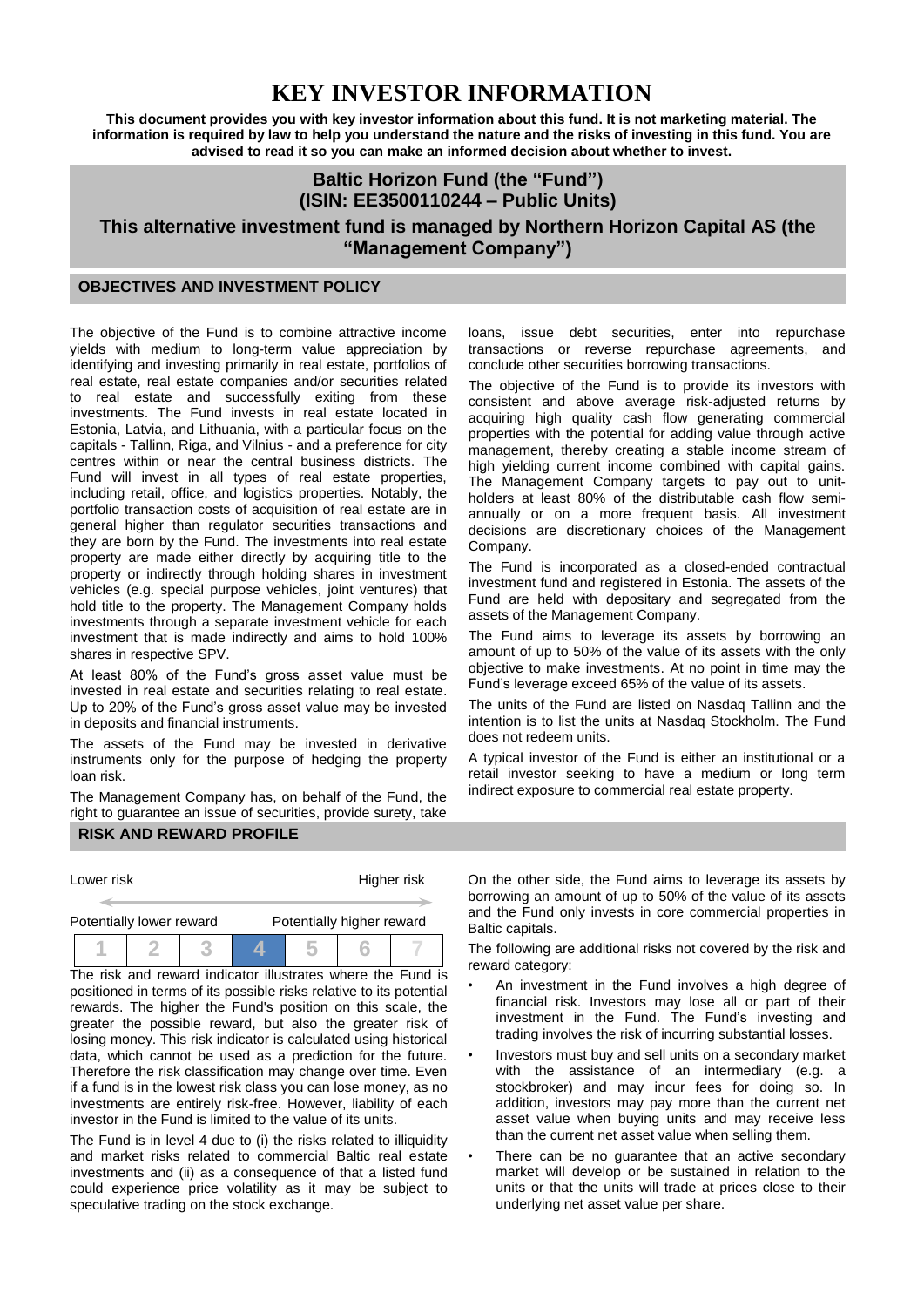# KEY INVESTOR INFORMATION

**This document provides you with key investor information about this fund. It is not marketing material. The information is required by law to help you understand the nature and the risks of investing in this fund. You are advised to read it so you can make an informed decision about whether to invest.**

## Baltic Horizon Fund (the "Fund") (ISIN: EE3500110244 – Public Units)

## This alternative investment fund is managed by Northern Horizon Capital AS (the "Management Company")

### OBJECTIVES AND INVESTMENT POLICY

The objective of the Fund is to combine attractive income yields with medium to long-term value appreciation by identifying and investing primarily in real estate, portfolios of real estate, real estate companies and/or securities related to real estate and successfully exiting from these investments. The Fund invests in real estate located in Estonia, Latvia, and Lithuania, with a particular focus on the capitals - Tallinn, Riga, and Vilnius - and a preference for city centres within or near the central business districts. The Fund will invest in all types of real estate properties, including retail, office, and logistics properties. Notably, the portfolio transaction costs of acquisition of real estate are in general higher than regulator securities transactions and they are born by the Fund. The investments into real estate property are made either directly by acquiring title to the property or indirectly through holding shares in investment vehicles (e.g. special purpose vehicles, joint ventures) that hold title to the property. The Management Company holds investments through a separate investment vehicle for each investment that is made indirectly and aims to hold 100% shares in respective SPV.

At least 80% of the Fund's gross asset value must be invested in real estate and securities relating to real estate. Up to 20% of the Fund's gross asset value may be invested in deposits and financial instruments.

The assets of the Fund may be invested in derivative instruments only for the purpose of hedging the property loan risk.

The Management Company has, on behalf of the Fund, the right to guarantee an issue of securities, provide surety, take loans, issue debt securities, enter into repurchase transactions or reverse repurchase agreements, and conclude other securities borrowing transactions.

The objective of the Fund is to provide its investors with consistent and above average risk-adjusted returns by acquiring high quality cash flow generating commercial properties with the potential for adding value through active management, thereby creating a stable income stream of high yielding current income combined with capital gains. The Management Company targets to pay out to unit-holders at least 80% of the distributable cash flow semi-annually or on a more frequent basis. All investment decisions are discretionary choices of the Management Company.

The Fund is incorporated as a closed-ended contractual investment fund and registered in Estonia. The assets of the Fund are held with depositary and segregated from the assets of the Management Company.

The Fund aims to leverage its assets by borrowing an amount of up to 50% of the value of its assets with the only objective to make investments. At no point in time may the Fund's leverage exceed 65% of the value of its assets.

The units of the Fund are listed on Nasdaq Tallinn and the intention is to list the units at Nasdaq Stockholm. The Fund does not redeem units.

A typical investor of the Fund is either an institutional or a retail investor seeking to have a medium or long term indirect exposure to commercial real estate property.

### RISK AND REWARD PROFILE

| Lower risk | | | | | | Higher risk |
|---|---|---|---|---|---|---|
| Potentially lower reward | | | | | | Potentially higher reward |
| 1 | 2 | 3 | **4** | 5 | 6 | 7 |

The risk and reward indicator illustrates where the Fund is positioned in terms of its possible risks relative to its potential rewards. The higher the Fund's position on this scale, the greater the possible reward, but also the greater risk of losing money. This risk indicator is calculated using historical data, which cannot be used as a prediction for the future. Therefore the risk classification may change over time. Even if a fund is in the lowest risk class you can lose money, as no investments are entirely risk-free. However, liability of each investor in the Fund is limited to the value of its units.

The Fund is in level 4 due to (i) the risks related to illiquidity and market risks related to commercial Baltic real estate investments and (ii) as a consequence of that a listed fund could experience price volatility as it may be subject to speculative trading on the stock exchange.

On the other side, the Fund aims to leverage its assets by borrowing an amount of up to 50% of the value of its assets and the Fund only invests in core commercial properties in Baltic capitals.

The following are additional risks not covered by the risk and reward category:

- An investment in the Fund involves a high degree of financial risk. Investors may lose all or part of their investment in the Fund. The Fund's investing and trading involves the risk of incurring substantial losses.
- Investors must buy and sell units on a secondary market with the assistance of an intermediary (e.g. a stockbroker) and may incur fees for doing so. In addition, investors may pay more than the current net asset value when buying units and may receive less than the current net asset value when selling them.
- There can be no guarantee that an active secondary market will develop or be sustained in relation to the units or that the units will trade at prices close to their underlying net asset value per share.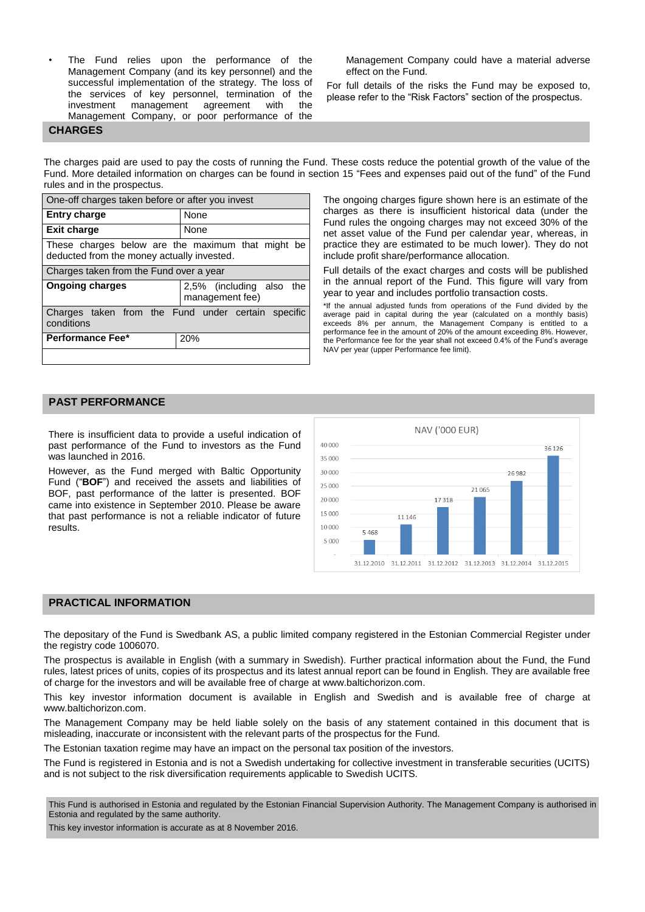- The Fund relies upon the performance of the Management Company (and its key personnel) and the successful implementation of the strategy. The loss of the services of key personnel, termination of the investment management agreement with the Management Company, or poor performance of the Management Company could have a material adverse effect on the Fund.

For full details of the risks the Fund may be exposed to, please refer to the "Risk Factors" section of the prospectus.

## CHARGES

The charges paid are used to pay the costs of running the Fund. These costs reduce the potential growth of the value of the Fund. More detailed information on charges can be found in section 15 "Fees and expenses paid out of the fund" of the Fund rules and in the prospectus.

| One-off charges taken before or after you invest | |
|---|---|
| **Entry charge** | None |
| **Exit charge** | None |
| These charges below are the maximum that might be deducted from the money actually invested. | |
| Charges taken from the Fund over a year | |
| **Ongoing charges** | 2,5% (including also the management fee) |
| Charges taken from the Fund under certain specific conditions | |
| **Performance Fee*** | 20% |

The ongoing charges figure shown here is an estimate of the charges as there is insufficient historical data (under the Fund rules the ongoing charges may not exceed 30% of the net asset value of the Fund per calendar year, whereas, in practice they are estimated to be much lower). They do not include profit share/performance allocation.

Full details of the exact charges and costs will be published in the annual report of the Fund. This figure will vary from year to year and includes portfolio transaction costs.

*If the annual adjusted funds from operations of the Fund divided by the average paid in capital during the year (calculated on a monthly basis) exceeds 8% per annum, the Management Company is entitled to a performance fee in the amount of 20% of the amount exceeding 8%. However, the Performance fee for the year shall not exceed 0.4% of the Fund's average NAV per year (upper Performance fee limit).

## PAST PERFORMANCE

There is insufficient data to provide a useful indication of past performance of the Fund to investors as the Fund was launched in 2016.

However, as the Fund merged with Baltic Opportunity Fund ("**BOF**") and received the assets and liabilities of BOF, past performance of the latter is presented. BOF came into existence in September 2010. Please be aware that past performance is not a reliable indicator of future results.

NAV ('000 EUR)

40 000
35 000
30 000
25 000
20 000
15 000
10 000
5 000
-

5 468
11 146
17 318
21 065
26 982
36 126

31.12.2010 31.12.2011 31.12.2012 31.12.2013 31.12.2014 31.12.2015

## PRACTICAL INFORMATION

The depositary of the Fund is Swedbank AS, a public limited company registered in the Estonian Commercial Register under the registry code 1006070.

The prospectus is available in English (with a summary in Swedish). Further practical information about the Fund, the Fund rules, latest prices of units, copies of its prospectus and its latest annual report can be found in English. They are available free of charge for the investors and will be available free of charge at www.baltichorizon.com.

This key investor information document is available in English and Swedish and is available free of charge at www.baltichorizon.com.

The Management Company may be held liable solely on the basis of any statement contained in this document that is misleading, inaccurate or inconsistent with the relevant parts of the prospectus for the Fund.

The Estonian taxation regime may have an impact on the personal tax position of the investors.

The Fund is registered in Estonia and is not a Swedish undertaking for collective investment in transferable securities (UCITS) and is not subject to the risk diversification requirements applicable to Swedish UCITS.

This Fund is authorised in Estonia and regulated by the Estonian Financial Supervision Authority. The Management Company is authorised in Estonia and regulated by the same authority.

This key investor information is accurate as at 8 November 2016.